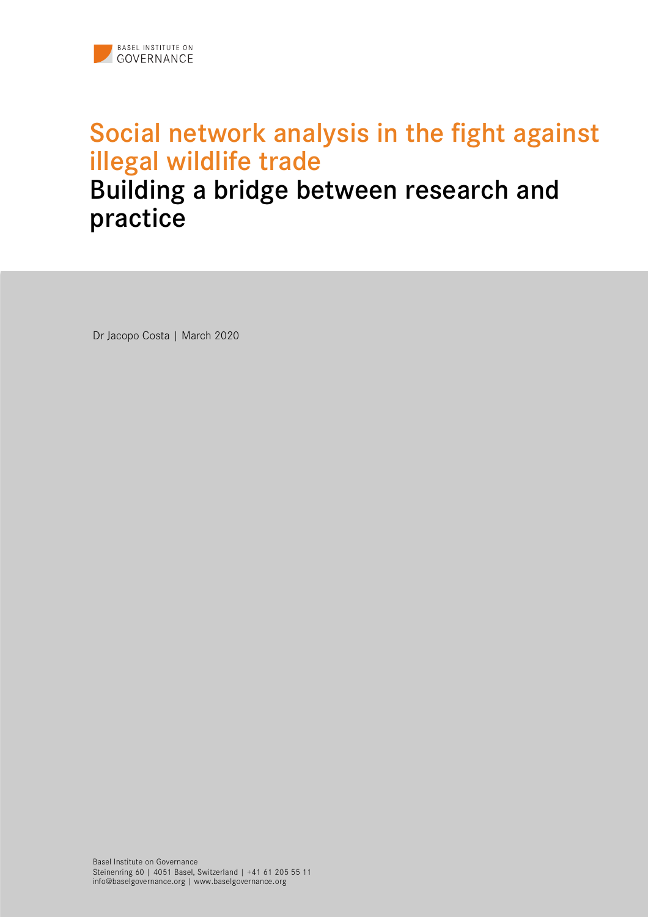BASEL INSTITUTE ON GOVERNANCE

# Social network analysis in the fight against illegal wildlife trade

## Building a bridge between research and practice

Dr Jacopo Costa | March 2020

Basel Institute on Governance
Steinenring 60 | 4051 Basel, Switzerland | +41 61 205 55 11
info@baselgovernance.org | www.baselgovernance.org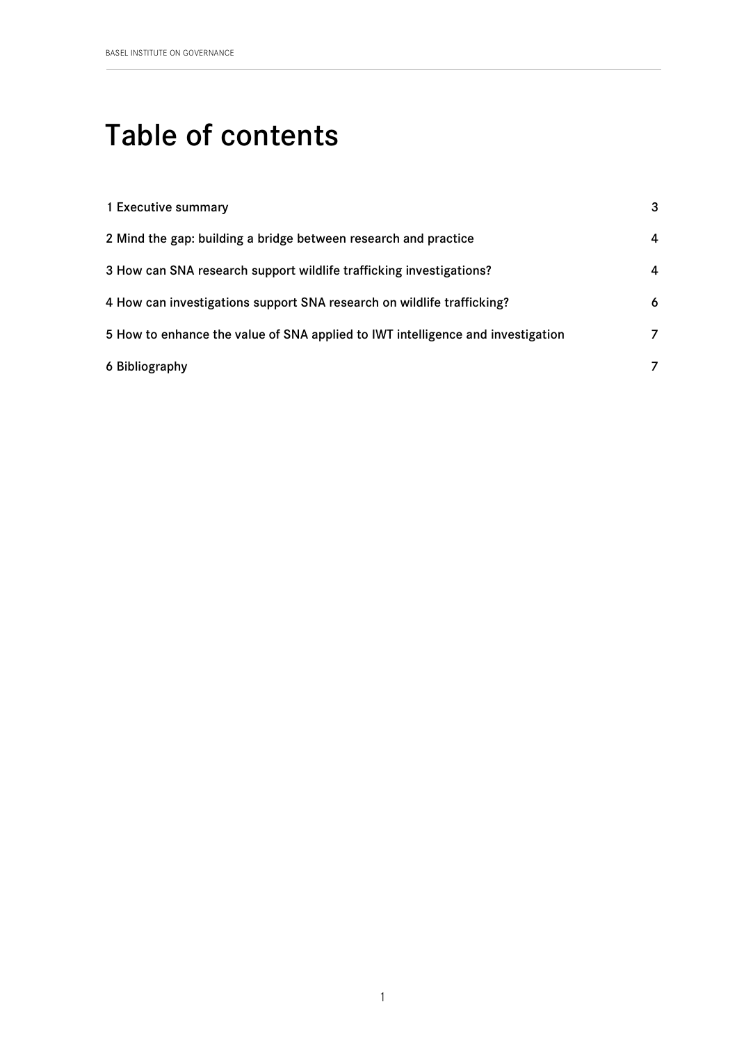# Table of contents

| | |
|---|---|
| 1 Executive summary | 3 |
| 2 Mind the gap: building a bridge between research and practice | 4 |
| 3 How can SNA research support wildlife trafficking investigations? | 4 |
| 4 How can investigations support SNA research on wildlife trafficking? | 6 |
| 5 How to enhance the value of SNA applied to IWT intelligence and investigation | 7 |
| 6 Bibliography | 7 |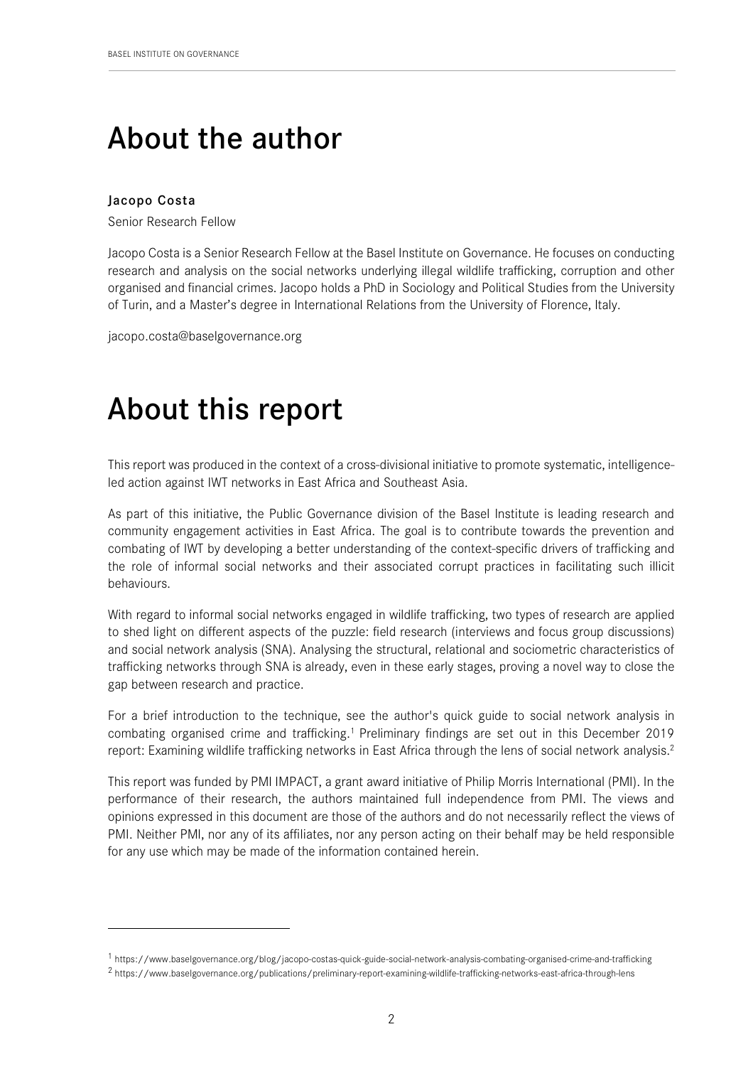# About the author

**Jacopo Costa**

Senior Research Fellow

Jacopo Costa is a Senior Research Fellow at the Basel Institute on Governance. He focuses on conducting research and analysis on the social networks underlying illegal wildlife trafficking, corruption and other organised and financial crimes. Jacopo holds a PhD in Sociology and Political Studies from the University of Turin, and a Master's degree in International Relations from the University of Florence, Italy.

jacopo.costa@baselgovernance.org

# About this report

This report was produced in the context of a cross-divisional initiative to promote systematic, intelligence-led action against IWT networks in East Africa and Southeast Asia.

As part of this initiative, the Public Governance division of the Basel Institute is leading research and community engagement activities in East Africa. The goal is to contribute towards the prevention and combating of IWT by developing a better understanding of the context-specific drivers of trafficking and the role of informal social networks and their associated corrupt practices in facilitating such illicit behaviours.

With regard to informal social networks engaged in wildlife trafficking, two types of research are applied to shed light on different aspects of the puzzle: field research (interviews and focus group discussions) and social network analysis (SNA). Analysing the structural, relational and sociometric characteristics of trafficking networks through SNA is already, even in these early stages, proving a novel way to close the gap between research and practice.

For a brief introduction to the technique, see the author's quick guide to social network analysis in combating organised crime and trafficking.[1] Preliminary findings are set out in this December 2019 report: Examining wildlife trafficking networks in East Africa through the lens of social network analysis.[2]

This report was funded by PMI IMPACT, a grant award initiative of Philip Morris International (PMI). In the performance of their research, the authors maintained full independence from PMI. The views and opinions expressed in this document are those of the authors and do not necessarily reflect the views of PMI. Neither PMI, nor any of its affiliates, nor any person acting on their behalf may be held responsible for any use which may be made of the information contained herein.

---

[1] https://www.baselgovernance.org/blog/jacopo-costas-quick-guide-social-network-analysis-combating-organised-crime-and-trafficking

[2] https://www.baselgovernance.org/publications/preliminary-report-examining-wildlife-trafficking-networks-east-africa-through-lens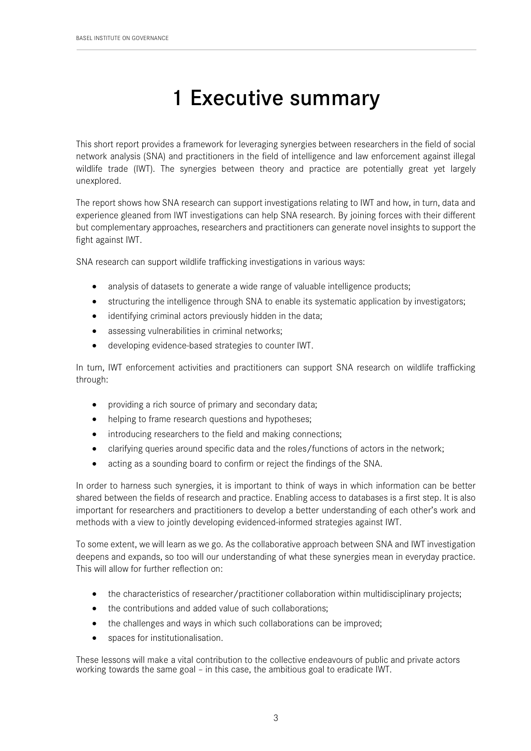# 1 Executive summary

This short report provides a framework for leveraging synergies between researchers in the field of social network analysis (SNA) and practitioners in the field of intelligence and law enforcement against illegal wildlife trade (IWT). The synergies between theory and practice are potentially great yet largely unexplored.

The report shows how SNA research can support investigations relating to IWT and how, in turn, data and experience gleaned from IWT investigations can help SNA research. By joining forces with their different but complementary approaches, researchers and practitioners can generate novel insights to support the fight against IWT.

SNA research can support wildlife trafficking investigations in various ways:

- analysis of datasets to generate a wide range of valuable intelligence products;
- structuring the intelligence through SNA to enable its systematic application by investigators;
- identifying criminal actors previously hidden in the data;
- assessing vulnerabilities in criminal networks;
- developing evidence-based strategies to counter IWT.

In turn, IWT enforcement activities and practitioners can support SNA research on wildlife trafficking through:

- providing a rich source of primary and secondary data;
- helping to frame research questions and hypotheses;
- introducing researchers to the field and making connections;
- clarifying queries around specific data and the roles/functions of actors in the network;
- acting as a sounding board to confirm or reject the findings of the SNA.

In order to harness such synergies, it is important to think of ways in which information can be better shared between the fields of research and practice. Enabling access to databases is a first step. It is also important for researchers and practitioners to develop a better understanding of each other's work and methods with a view to jointly developing evidenced-informed strategies against IWT.

To some extent, we will learn as we go. As the collaborative approach between SNA and IWT investigation deepens and expands, so too will our understanding of what these synergies mean in everyday practice. This will allow for further reflection on:

- the characteristics of researcher/practitioner collaboration within multidisciplinary projects;
- the contributions and added value of such collaborations;
- the challenges and ways in which such collaborations can be improved;
- spaces for institutionalisation.

These lessons will make a vital contribution to the collective endeavours of public and private actors working towards the same goal – in this case, the ambitious goal to eradicate IWT.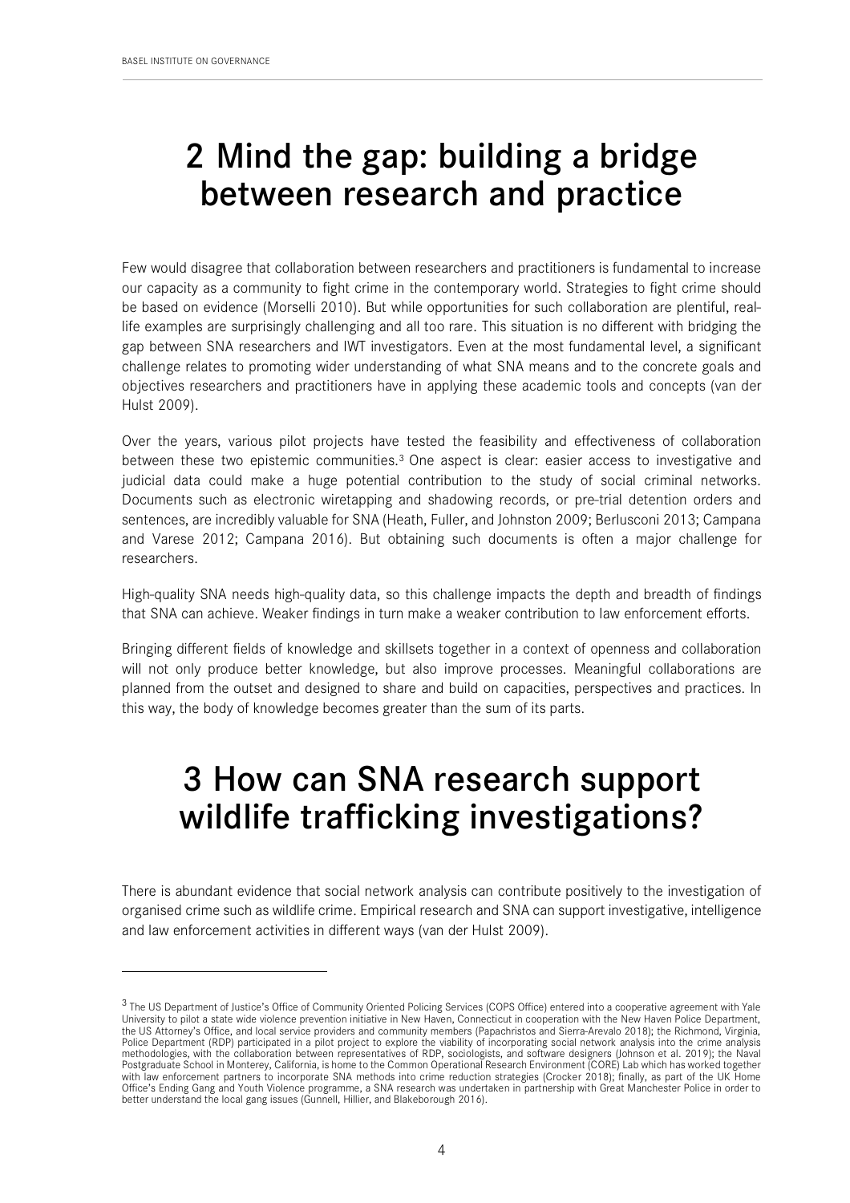# 2 Mind the gap: building a bridge between research and practice

Few would disagree that collaboration between researchers and practitioners is fundamental to increase our capacity as a community to fight crime in the contemporary world. Strategies to fight crime should be based on evidence (Morselli 2010). But while opportunities for such collaboration are plentiful, real-life examples are surprisingly challenging and all too rare. This situation is no different with bridging the gap between SNA researchers and IWT investigators. Even at the most fundamental level, a significant challenge relates to promoting wider understanding of what SNA means and to the concrete goals and objectives researchers and practitioners have in applying these academic tools and concepts (van der Hulst 2009).

Over the years, various pilot projects have tested the feasibility and effectiveness of collaboration between these two epistemic communities.[3] One aspect is clear: easier access to investigative and judicial data could make a huge potential contribution to the study of social criminal networks. Documents such as electronic wiretapping and shadowing records, or pre-trial detention orders and sentences, are incredibly valuable for SNA (Heath, Fuller, and Johnston 2009; Berlusconi 2013; Campana and Varese 2012; Campana 2016). But obtaining such documents is often a major challenge for researchers.

High-quality SNA needs high-quality data, so this challenge impacts the depth and breadth of findings that SNA can achieve. Weaker findings in turn make a weaker contribution to law enforcement efforts.

Bringing different fields of knowledge and skillsets together in a context of openness and collaboration will not only produce better knowledge, but also improve processes. Meaningful collaborations are planned from the outset and designed to share and build on capacities, perspectives and practices. In this way, the body of knowledge becomes greater than the sum of its parts.

# 3 How can SNA research support wildlife trafficking investigations?

There is abundant evidence that social network analysis can contribute positively to the investigation of organised crime such as wildlife crime. Empirical research and SNA can support investigative, intelligence and law enforcement activities in different ways (van der Hulst 2009).

[3] The US Department of Justice's Office of Community Oriented Policing Services (COPS Office) entered into a cooperative agreement with Yale University to pilot a state wide violence prevention initiative in New Haven, Connecticut in cooperation with the New Haven Police Department, the US Attorney's Office, and local service providers and community members (Papachristos and Sierra-Arevalo 2018); the Richmond, Virginia, Police Department (RDP) participated in a pilot project to explore the viability of incorporating social network analysis into the crime analysis methodologies, with the collaboration between representatives of RDP, sociologists, and software designers (Johnson et al. 2019); the Naval Postgraduate School in Monterey, California, is home to the Common Operational Research Environment (CORE) Lab which has worked together with law enforcement partners to incorporate SNA methods into crime reduction strategies (Crocker 2018); finally, as part of the UK Home Office's Ending Gang and Youth Violence programme, a SNA research was undertaken in partnership with Great Manchester Police in order to better understand the local gang issues (Gunnell, Hillier, and Blakeborough 2016).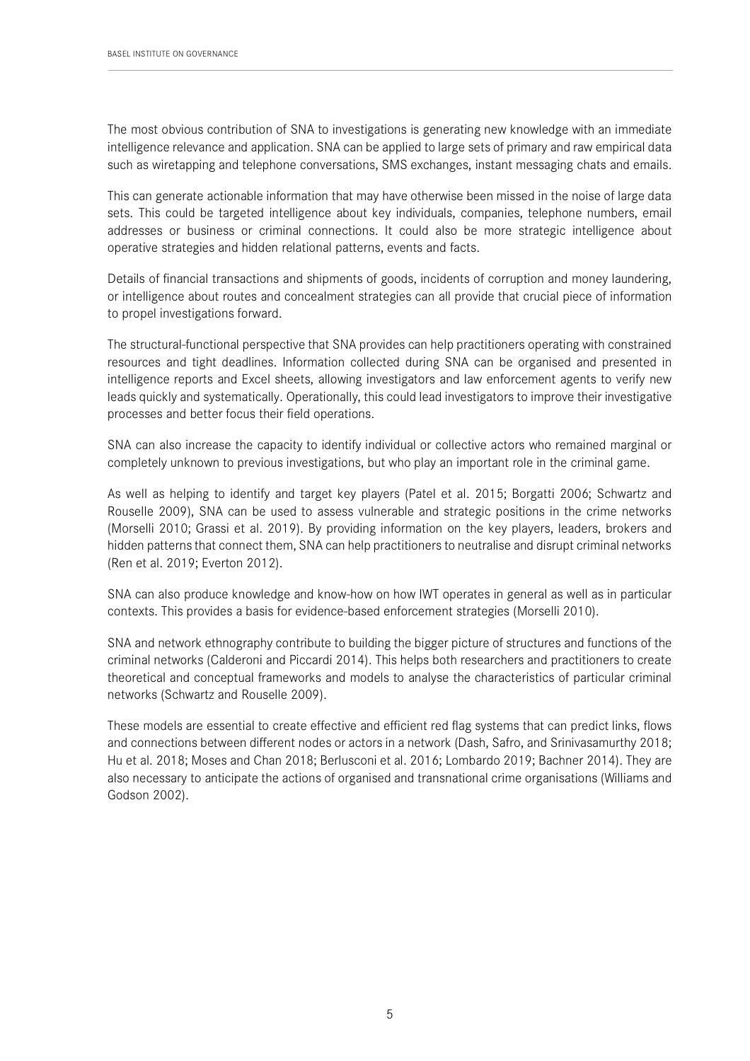The most obvious contribution of SNA to investigations is generating new knowledge with an immediate intelligence relevance and application. SNA can be applied to large sets of primary and raw empirical data such as wiretapping and telephone conversations, SMS exchanges, instant messaging chats and emails.

This can generate actionable information that may have otherwise been missed in the noise of large data sets. This could be targeted intelligence about key individuals, companies, telephone numbers, email addresses or business or criminal connections. It could also be more strategic intelligence about operative strategies and hidden relational patterns, events and facts.

Details of financial transactions and shipments of goods, incidents of corruption and money laundering, or intelligence about routes and concealment strategies can all provide that crucial piece of information to propel investigations forward.

The structural-functional perspective that SNA provides can help practitioners operating with constrained resources and tight deadlines. Information collected during SNA can be organised and presented in intelligence reports and Excel sheets, allowing investigators and law enforcement agents to verify new leads quickly and systematically. Operationally, this could lead investigators to improve their investigative processes and better focus their field operations.

SNA can also increase the capacity to identify individual or collective actors who remained marginal or completely unknown to previous investigations, but who play an important role in the criminal game.

As well as helping to identify and target key players (Patel et al. 2015; Borgatti 2006; Schwartz and Rouselle 2009), SNA can be used to assess vulnerable and strategic positions in the crime networks (Morselli 2010; Grassi et al. 2019). By providing information on the key players, leaders, brokers and hidden patterns that connect them, SNA can help practitioners to neutralise and disrupt criminal networks (Ren et al. 2019; Everton 2012).

SNA can also produce knowledge and know-how on how IWT operates in general as well as in particular contexts. This provides a basis for evidence-based enforcement strategies (Morselli 2010).

SNA and network ethnography contribute to building the bigger picture of structures and functions of the criminal networks (Calderoni and Piccardi 2014). This helps both researchers and practitioners to create theoretical and conceptual frameworks and models to analyse the characteristics of particular criminal networks (Schwartz and Rouselle 2009).

These models are essential to create effective and efficient red flag systems that can predict links, flows and connections between different nodes or actors in a network (Dash, Safro, and Srinivasamurthy 2018; Hu et al. 2018; Moses and Chan 2018; Berlusconi et al. 2016; Lombardo 2019; Bachner 2014). They are also necessary to anticipate the actions of organised and transnational crime organisations (Williams and Godson 2002).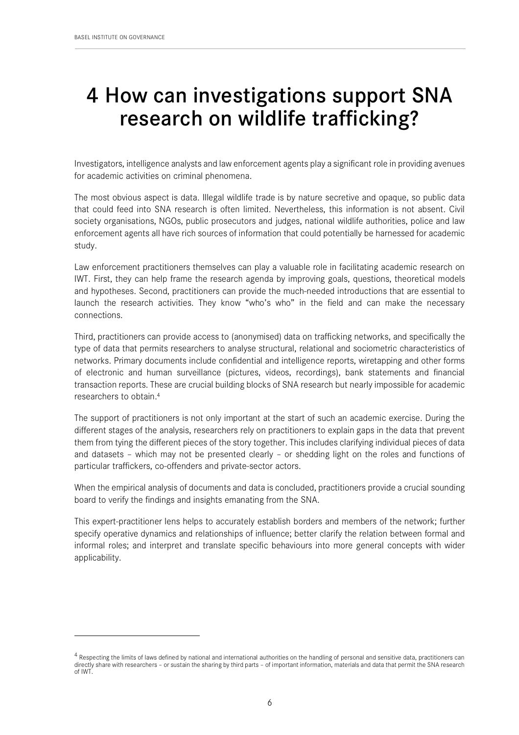# 4 How can investigations support SNA research on wildlife trafficking?

Investigators, intelligence analysts and law enforcement agents play a significant role in providing avenues for academic activities on criminal phenomena.

The most obvious aspect is data. Illegal wildlife trade is by nature secretive and opaque, so public data that could feed into SNA research is often limited. Nevertheless, this information is not absent. Civil society organisations, NGOs, public prosecutors and judges, national wildlife authorities, police and law enforcement agents all have rich sources of information that could potentially be harnessed for academic study.

Law enforcement practitioners themselves can play a valuable role in facilitating academic research on IWT. First, they can help frame the research agenda by improving goals, questions, theoretical models and hypotheses. Second, practitioners can provide the much-needed introductions that are essential to launch the research activities. They know "who's who" in the field and can make the necessary connections.

Third, practitioners can provide access to (anonymised) data on trafficking networks, and specifically the type of data that permits researchers to analyse structural, relational and sociometric characteristics of networks. Primary documents include confidential and intelligence reports, wiretapping and other forms of electronic and human surveillance (pictures, videos, recordings), bank statements and financial transaction reports. These are crucial building blocks of SNA research but nearly impossible for academic researchers to obtain.[4]

The support of practitioners is not only important at the start of such an academic exercise. During the different stages of the analysis, researchers rely on practitioners to explain gaps in the data that prevent them from tying the different pieces of the story together. This includes clarifying individual pieces of data and datasets – which may not be presented clearly – or shedding light on the roles and functions of particular traffickers, co-offenders and private-sector actors.

When the empirical analysis of documents and data is concluded, practitioners provide a crucial sounding board to verify the findings and insights emanating from the SNA.

This expert-practitioner lens helps to accurately establish borders and members of the network; further specify operative dynamics and relationships of influence; better clarify the relation between formal and informal roles; and interpret and translate specific behaviours into more general concepts with wider applicability.

---

[4] Respecting the limits of laws defined by national and international authorities on the handling of personal and sensitive data, practitioners can directly share with researchers – or sustain the sharing by third parts – of important information, materials and data that permit the SNA research of IWT.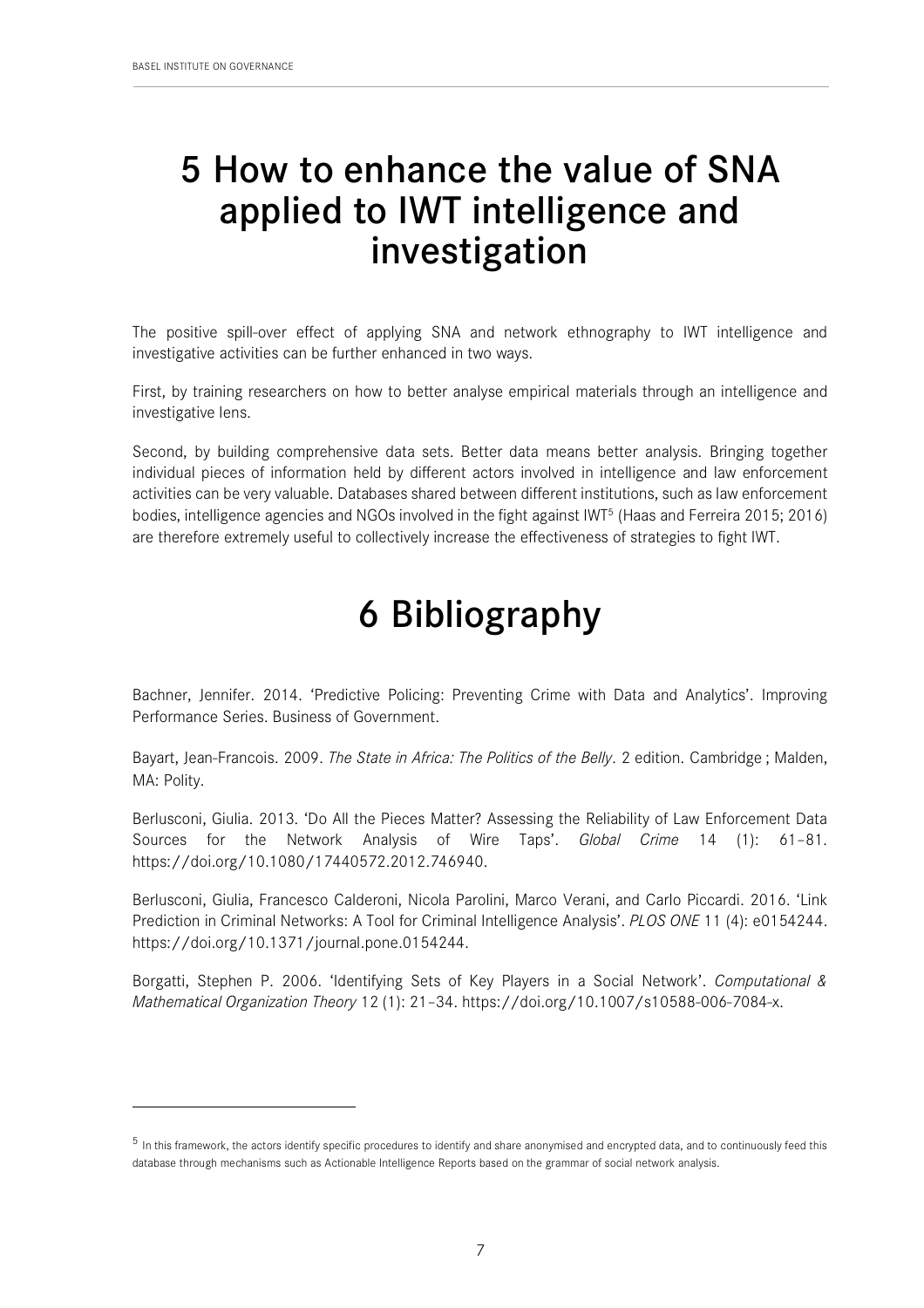# 5 How to enhance the value of SNA applied to IWT intelligence and investigation

The positive spill-over effect of applying SNA and network ethnography to IWT intelligence and investigative activities can be further enhanced in two ways.

First, by training researchers on how to better analyse empirical materials through an intelligence and investigative lens.

Second, by building comprehensive data sets. Better data means better analysis. Bringing together individual pieces of information held by different actors involved in intelligence and law enforcement activities can be very valuable. Databases shared between different institutions, such as law enforcement bodies, intelligence agencies and NGOs involved in the fight against IWT[5] (Haas and Ferreira 2015; 2016) are therefore extremely useful to collectively increase the effectiveness of strategies to fight IWT.

# 6 Bibliography

Bachner, Jennifer. 2014. 'Predictive Policing: Preventing Crime with Data and Analytics'. Improving Performance Series. Business of Government.

Bayart, Jean-Francois. 2009. *The State in Africa: The Politics of the Belly*. 2 edition. Cambridge ; Malden, MA: Polity.

Berlusconi, Giulia. 2013. 'Do All the Pieces Matter? Assessing the Reliability of Law Enforcement Data Sources for the Network Analysis of Wire Taps'. *Global Crime* 14 (1): 61–81. https://doi.org/10.1080/17440572.2012.746940.

Berlusconi, Giulia, Francesco Calderoni, Nicola Parolini, Marco Verani, and Carlo Piccardi. 2016. 'Link Prediction in Criminal Networks: A Tool for Criminal Intelligence Analysis'. *PLOS ONE* 11 (4): e0154244. https://doi.org/10.1371/journal.pone.0154244.

Borgatti, Stephen P. 2006. 'Identifying Sets of Key Players in a Social Network'. *Computational & Mathematical Organization Theory* 12 (1): 21–34. https://doi.org/10.1007/s10588-006-7084-x.

---

[5] In this framework, the actors identify specific procedures to identify and share anonymised and encrypted data, and to continuously feed this database through mechanisms such as Actionable Intelligence Reports based on the grammar of social network analysis.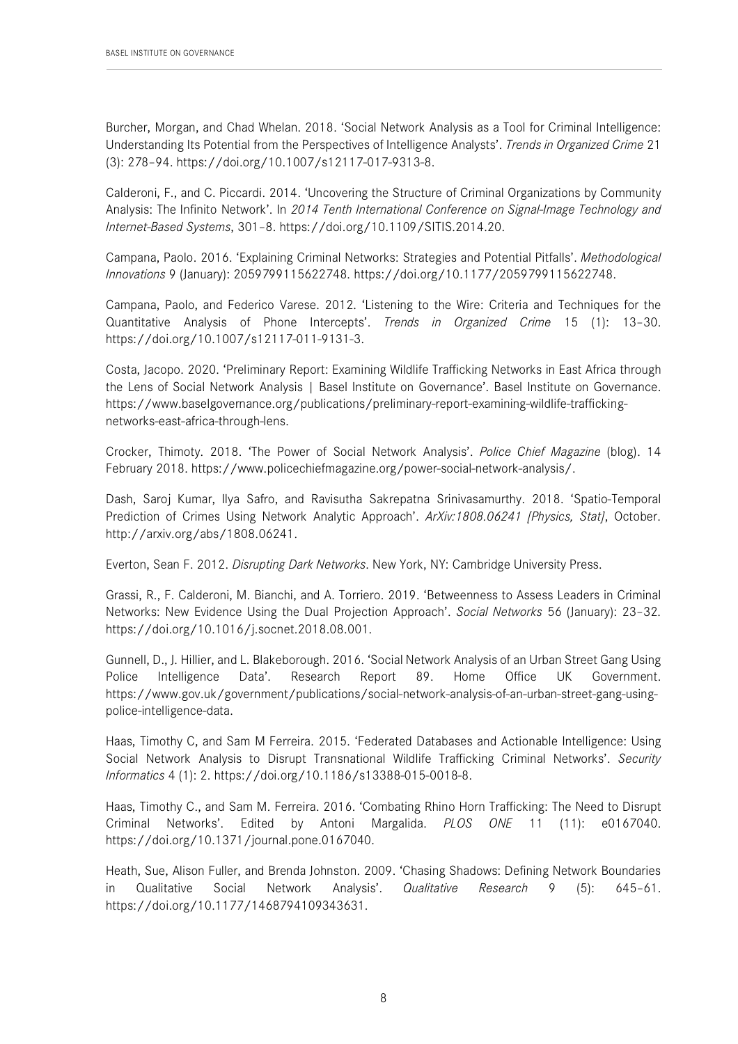Burcher, Morgan, and Chad Whelan. 2018. 'Social Network Analysis as a Tool for Criminal Intelligence: Understanding Its Potential from the Perspectives of Intelligence Analysts'. *Trends in Organized Crime* 21 (3): 278–94. https://doi.org/10.1007/s12117-017-9313-8.

Calderoni, F., and C. Piccardi. 2014. 'Uncovering the Structure of Criminal Organizations by Community Analysis: The Infinito Network'. In *2014 Tenth International Conference on Signal-Image Technology and Internet-Based Systems*, 301–8. https://doi.org/10.1109/SITIS.2014.20.

Campana, Paolo. 2016. 'Explaining Criminal Networks: Strategies and Potential Pitfalls'. *Methodological Innovations* 9 (January): 2059799115622748. https://doi.org/10.1177/2059799115622748.

Campana, Paolo, and Federico Varese. 2012. 'Listening to the Wire: Criteria and Techniques for the Quantitative Analysis of Phone Intercepts'. *Trends in Organized Crime* 15 (1): 13–30. https://doi.org/10.1007/s12117-011-9131-3.

Costa, Jacopo. 2020. 'Preliminary Report: Examining Wildlife Trafficking Networks in East Africa through the Lens of Social Network Analysis | Basel Institute on Governance'. Basel Institute on Governance. https://www.baselgovernance.org/publications/preliminary-report-examining-wildlife-trafficking-networks-east-africa-through-lens.

Crocker, Thimoty. 2018. 'The Power of Social Network Analysis'. *Police Chief Magazine* (blog). 14 February 2018. https://www.policechiefmagazine.org/power-social-network-analysis/.

Dash, Saroj Kumar, Ilya Safro, and Ravisutha Sakrepatna Srinivasamurthy. 2018. 'Spatio-Temporal Prediction of Crimes Using Network Analytic Approach'. *ArXiv:1808.06241 [Physics, Stat]*, October. http://arxiv.org/abs/1808.06241.

Everton, Sean F. 2012. *Disrupting Dark Networks*. New York, NY: Cambridge University Press.

Grassi, R., F. Calderoni, M. Bianchi, and A. Torriero. 2019. 'Betweenness to Assess Leaders in Criminal Networks: New Evidence Using the Dual Projection Approach'. *Social Networks* 56 (January): 23–32. https://doi.org/10.1016/j.socnet.2018.08.001.

Gunnell, D., J. Hillier, and L. Blakeborough. 2016. 'Social Network Analysis of an Urban Street Gang Using Police Intelligence Data'. Research Report 89. Home Office UK Government. https://www.gov.uk/government/publications/social-network-analysis-of-an-urban-street-gang-using-police-intelligence-data.

Haas, Timothy C, and Sam M Ferreira. 2015. 'Federated Databases and Actionable Intelligence: Using Social Network Analysis to Disrupt Transnational Wildlife Trafficking Criminal Networks'. *Security Informatics* 4 (1): 2. https://doi.org/10.1186/s13388-015-0018-8.

Haas, Timothy C., and Sam M. Ferreira. 2016. 'Combating Rhino Horn Trafficking: The Need to Disrupt Criminal Networks'. Edited by Antoni Margalida. *PLOS ONE* 11 (11): e0167040. https://doi.org/10.1371/journal.pone.0167040.

Heath, Sue, Alison Fuller, and Brenda Johnston. 2009. 'Chasing Shadows: Defining Network Boundaries in Qualitative Social Network Analysis'. *Qualitative Research* 9 (5): 645–61. https://doi.org/10.1177/1468794109343631.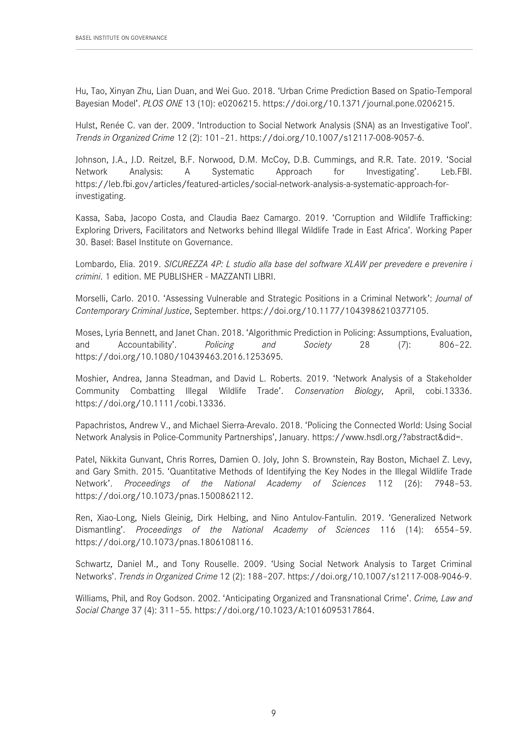Hu, Tao, Xinyan Zhu, Lian Duan, and Wei Guo. 2018. 'Urban Crime Prediction Based on Spatio-Temporal Bayesian Model'. *PLOS ONE* 13 (10): e0206215. https://doi.org/10.1371/journal.pone.0206215.

Hulst, Renée C. van der. 2009. 'Introduction to Social Network Analysis (SNA) as an Investigative Tool'. *Trends in Organized Crime* 12 (2): 101–21. https://doi.org/10.1007/s12117-008-9057-6.

Johnson, J.A., J.D. Reitzel, B.F. Norwood, D.M. McCoy, D.B. Cummings, and R.R. Tate. 2019. 'Social Network Analysis: A Systematic Approach for Investigating'. Leb.FBI. https://leb.fbi.gov/articles/featured-articles/social-network-analysis-a-systematic-approach-for-investigating.

Kassa, Saba, Jacopo Costa, and Claudia Baez Camargo. 2019. 'Corruption and Wildlife Trafficking: Exploring Drivers, Facilitators and Networks behind Illegal Wildlife Trade in East Africa'. Working Paper 30. Basel: Basel Institute on Governance.

Lombardo, Elia. 2019. *SICUREZZA 4P: L studio alla base del software XLAW per prevedere e prevenire i crimini*. 1 edition. ME PUBLISHER - MAZZANTI LIBRI.

Morselli, Carlo. 2010. 'Assessing Vulnerable and Strategic Positions in a Criminal Network': *Journal of Contemporary Criminal Justice*, September. https://doi.org/10.1177/1043986210377105.

Moses, Lyria Bennett, and Janet Chan. 2018. 'Algorithmic Prediction in Policing: Assumptions, Evaluation, and Accountability'. *Policing and Society* 28 (7): 806–22. https://doi.org/10.1080/10439463.2016.1253695.

Moshier, Andrea, Janna Steadman, and David L. Roberts. 2019. 'Network Analysis of a Stakeholder Community Combatting Illegal Wildlife Trade'. *Conservation Biology*, April, cobi.13336. https://doi.org/10.1111/cobi.13336.

Papachristos, Andrew V., and Michael Sierra-Arevalo. 2018. 'Policing the Connected World: Using Social Network Analysis in Police-Community Partnerships', January. https://www.hsdl.org/?abstract&did=.

Patel, Nikkita Gunvant, Chris Rorres, Damien O. Joly, John S. Brownstein, Ray Boston, Michael Z. Levy, and Gary Smith. 2015. 'Quantitative Methods of Identifying the Key Nodes in the Illegal Wildlife Trade Network'. *Proceedings of the National Academy of Sciences* 112 (26): 7948–53. https://doi.org/10.1073/pnas.1500862112.

Ren, Xiao-Long, Niels Gleinig, Dirk Helbing, and Nino Antulov-Fantulin. 2019. 'Generalized Network Dismantling'. *Proceedings of the National Academy of Sciences* 116 (14): 6554–59. https://doi.org/10.1073/pnas.1806108116.

Schwartz, Daniel M., and Tony Rouselle. 2009. 'Using Social Network Analysis to Target Criminal Networks'. *Trends in Organized Crime* 12 (2): 188–207. https://doi.org/10.1007/s12117-008-9046-9.

Williams, Phil, and Roy Godson. 2002. 'Anticipating Organized and Transnational Crime'. *Crime, Law and Social Change* 37 (4): 311–55. https://doi.org/10.1023/A:1016095317864.